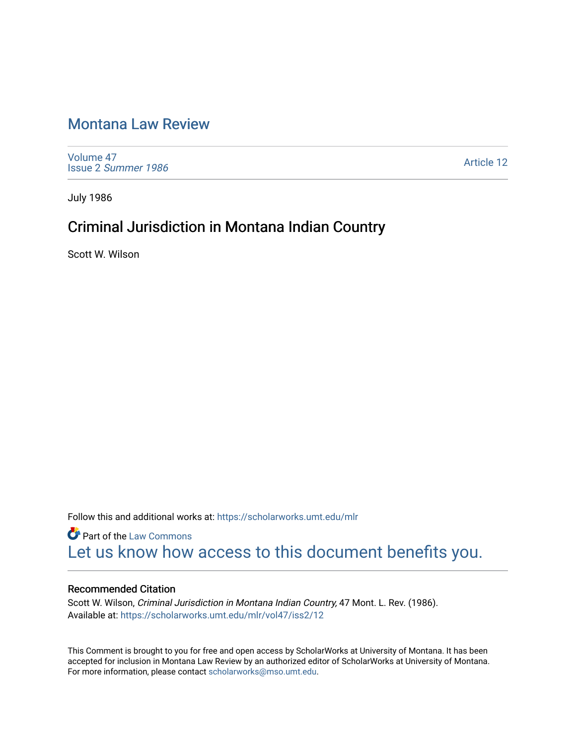# Montana Law Review

Volume 47
Issue 2 *Summer 1986*

Article 12

July 1986

## Criminal Jurisdiction in Montana Indian Country

Scott W. Wilson

Follow this and additional works at: https://scholarworks.umt.edu/mlr

Part of the Law Commons

Let us know how access to this document benefits you.

### Recommended Citation

Scott W. Wilson, *Criminal Jurisdiction in Montana Indian Country,* 47 Mont. L. Rev. (1986).
Available at: https://scholarworks.umt.edu/mlr/vol47/iss2/12

This Comment is brought to you for free and open access by ScholarWorks at University of Montana. It has been accepted for inclusion in Montana Law Review by an authorized editor of ScholarWorks at University of Montana. For more information, please contact scholarworks@mso.umt.edu.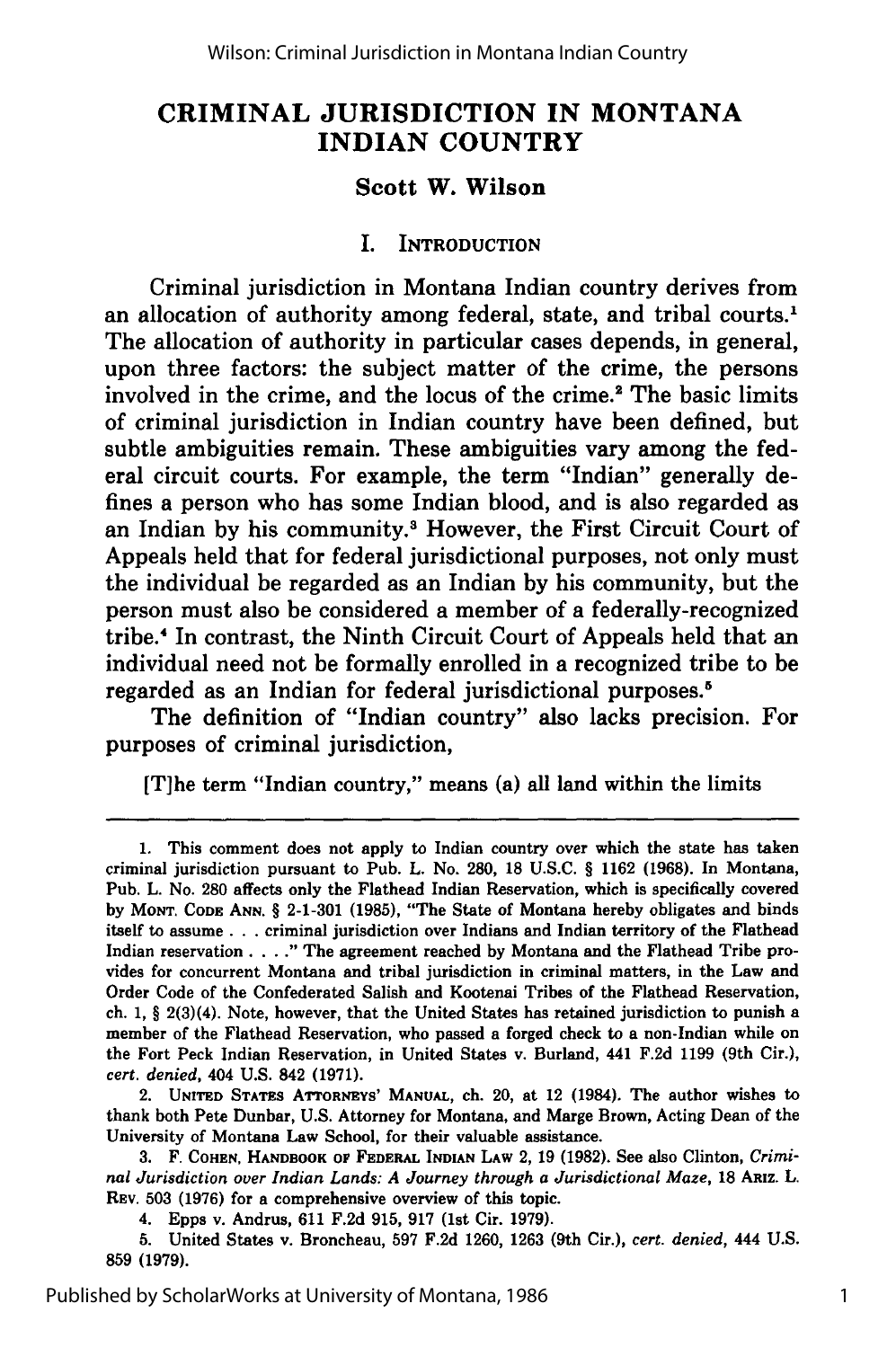# CRIMINAL JURISDICTION IN MONTANA INDIAN COUNTRY

### Scott W. Wilson

## I. Introduction

Criminal jurisdiction in Montana Indian country derives from an allocation of authority among federal, state, and tribal courts.[1] The allocation of authority in particular cases depends, in general, upon three factors: the subject matter of the crime, the persons involved in the crime, and the locus of the crime.[2] The basic limits of criminal jurisdiction in Indian country have been defined, but subtle ambiguities remain. These ambiguities vary among the federal circuit courts. For example, the term "Indian" generally defines a person who has some Indian blood, and is also regarded as an Indian by his community.[3] However, the First Circuit Court of Appeals held that for federal jurisdictional purposes, not only must the individual be regarded as an Indian by his community, but the person must also be considered a member of a federally-recognized tribe.[4] In contrast, the Ninth Circuit Court of Appeals held that an individual need not be formally enrolled in a recognized tribe to be regarded as an Indian for federal jurisdictional purposes.[5]

The definition of "Indian country" also lacks precision. For purposes of criminal jurisdiction,

> [T]he term "Indian country," means (a) all land within the limits

---

1. This comment does not apply to Indian country over which the state has taken criminal jurisdiction pursuant to Pub. L. No. 280, 18 U.S.C. § 1162 (1968). In Montana, Pub. L. No. 280 affects only the Flathead Indian Reservation, which is specifically covered by Mont. Code Ann. § 2-1-301 (1985), "The State of Montana hereby obligates and binds itself to assume . . . criminal jurisdiction over Indians and Indian territory of the Flathead Indian reservation . . . ." The agreement reached by Montana and the Flathead Tribe provides for concurrent Montana and tribal jurisdiction in criminal matters, in the Law and Order Code of the Confederated Salish and Kootenai Tribes of the Flathead Reservation, ch. 1, § 2(3)(4). Note, however, that the United States has retained jurisdiction to punish a member of the Flathead Reservation, who passed a forged check to a non-Indian while on the Fort Peck Indian Reservation, in United States v. Burland, 441 F.2d 1199 (9th Cir.), *cert. denied*, 404 U.S. 842 (1971).

2. United States Attorneys' Manual, ch. 20, at 12 (1984). The author wishes to thank both Pete Dunbar, U.S. Attorney for Montana, and Marge Brown, Acting Dean of the University of Montana Law School, for their valuable assistance.

3. F. Cohen, Handbook of Federal Indian Law 2, 19 (1982). See also Clinton, *Criminal Jurisdiction over Indian Lands: A Journey through a Jurisdictional Maze*, 18 Ariz. L. Rev. 503 (1976) for a comprehensive overview of this topic.

4. Epps v. Andrus, 611 F.2d 915, 917 (1st Cir. 1979).

5. United States v. Broncheau, 597 F.2d 1260, 1263 (9th Cir.), *cert. denied*, 444 U.S. 859 (1979).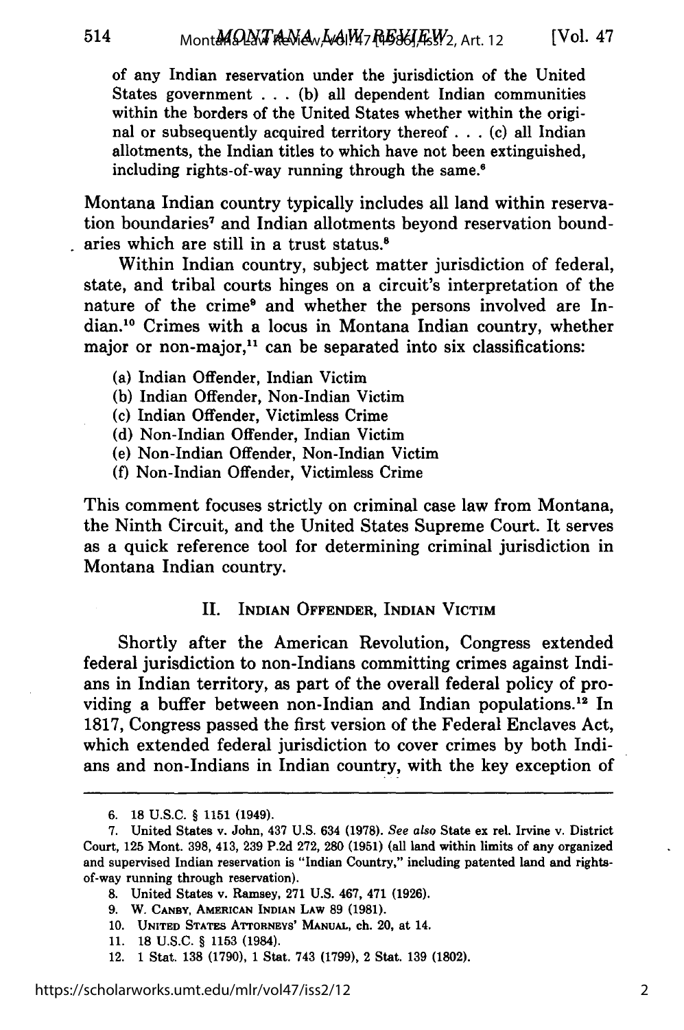of any Indian reservation under the jurisdiction of the United States government . . . (b) all dependent Indian communities within the borders of the United States whether within the original or subsequently acquired territory thereof . . . (c) all Indian allotments, the Indian titles to which have not been extinguished, including rights-of-way running through the same.[6]

Montana Indian country typically includes all land within reservation boundaries[7] and Indian allotments beyond reservation boundaries which are still in a trust status.[8]

Within Indian country, subject matter jurisdiction of federal, state, and tribal courts hinges on a circuit's interpretation of the nature of the crime[9] and whether the persons involved are Indian.[10] Crimes with a locus in Montana Indian country, whether major or non-major,[11] can be separated into six classifications:

(a) Indian Offender, Indian Victim
(b) Indian Offender, Non-Indian Victim
(c) Indian Offender, Victimless Crime
(d) Non-Indian Offender, Indian Victim
(e) Non-Indian Offender, Non-Indian Victim
(f) Non-Indian Offender, Victimless Crime

This comment focuses strictly on criminal case law from Montana, the Ninth Circuit, and the United States Supreme Court. It serves as a quick reference tool for determining criminal jurisdiction in Montana Indian country.

## II. Indian Offender, Indian Victim

Shortly after the American Revolution, Congress extended federal jurisdiction to non-Indians committing crimes against Indians in Indian territory, as part of the overall federal policy of providing a buffer between non-Indian and Indian populations.[12] In 1817, Congress passed the first version of the Federal Enclaves Act, which extended federal jurisdiction to cover crimes by both Indians and non-Indians in Indian country, with the key exception of

---

6. 18 U.S.C. § 1151 (1949).

7. United States v. John, 437 U.S. 634 (1978). *See also* State ex rel. Irvine v. District Court, 125 Mont. 398, 413, 239 P.2d 272, 280 (1951) (all land within limits of any organized and supervised Indian reservation is "Indian Country," including patented land and rights-of-way running through reservation).

8. United States v. Ramsey, 271 U.S. 467, 471 (1926).

9. W. Canby, American Indian Law 89 (1981).

10. United States Attorneys' Manual, ch. 20, at 14.

11. 18 U.S.C. § 1153 (1984).

12. 1 Stat. 138 (1790), 1 Stat. 743 (1799), 2 Stat. 139 (1802).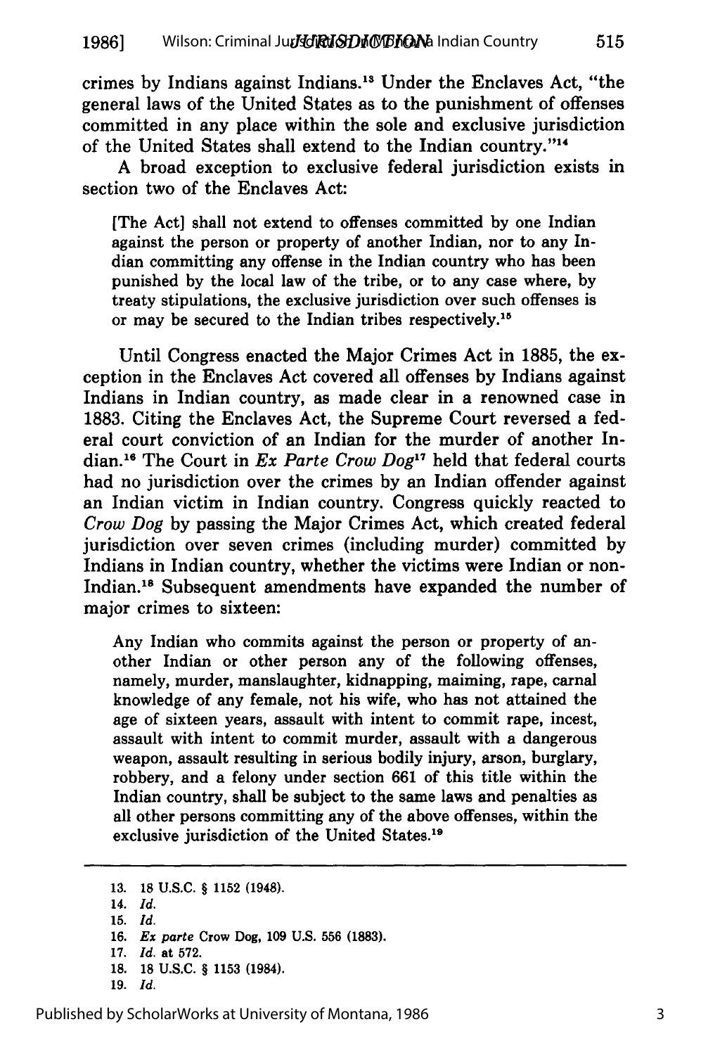crimes by Indians against Indians.[13] Under the Enclaves Act, "the general laws of the United States as to the punishment of offenses committed in any place within the sole and exclusive jurisdiction of the United States shall extend to the Indian country."[14]

A broad exception to exclusive federal jurisdiction exists in section two of the Enclaves Act:

> [The Act] shall not extend to offenses committed by one Indian against the person or property of another Indian, nor to any Indian committing any offense in the Indian country who has been punished by the local law of the tribe, or to any case where, by treaty stipulations, the exclusive jurisdiction over such offenses is or may be secured to the Indian tribes respectively.[15]

Until Congress enacted the Major Crimes Act in 1885, the exception in the Enclaves Act covered all offenses by Indians against Indians in Indian country, as made clear in a renowned case in 1883. Citing the Enclaves Act, the Supreme Court reversed a federal court conviction of an Indian for the murder of another Indian.[16] The Court in *Ex Parte Crow Dog*[17] held that federal courts had no jurisdiction over the crimes by an Indian offender against an Indian victim in Indian country. Congress quickly reacted to *Crow Dog* by passing the Major Crimes Act, which created federal jurisdiction over seven crimes (including murder) committed by Indians in Indian country, whether the victims were Indian or non-Indian.[18] Subsequent amendments have expanded the number of major crimes to sixteen:

> Any Indian who commits against the person or property of another Indian or other person any of the following offenses, namely, murder, manslaughter, kidnapping, maiming, rape, carnal knowledge of any female, not his wife, who has not attained the age of sixteen years, assault with intent to commit rape, incest, assault with intent to commit murder, assault with a dangerous weapon, assault resulting in serious bodily injury, arson, burglary, robbery, and a felony under section 661 of this title within the Indian country, shall be subject to the same laws and penalties as all other persons committing any of the above offenses, within the exclusive jurisdiction of the United States.[19]

---

13. 18 U.S.C. § 1152 (1948).
14. *Id.*
15. *Id.*
16. *Ex parte* Crow Dog, 109 U.S. 556 (1883).
17. *Id.* at 572.
18. 18 U.S.C. § 1153 (1984).
19. *Id.*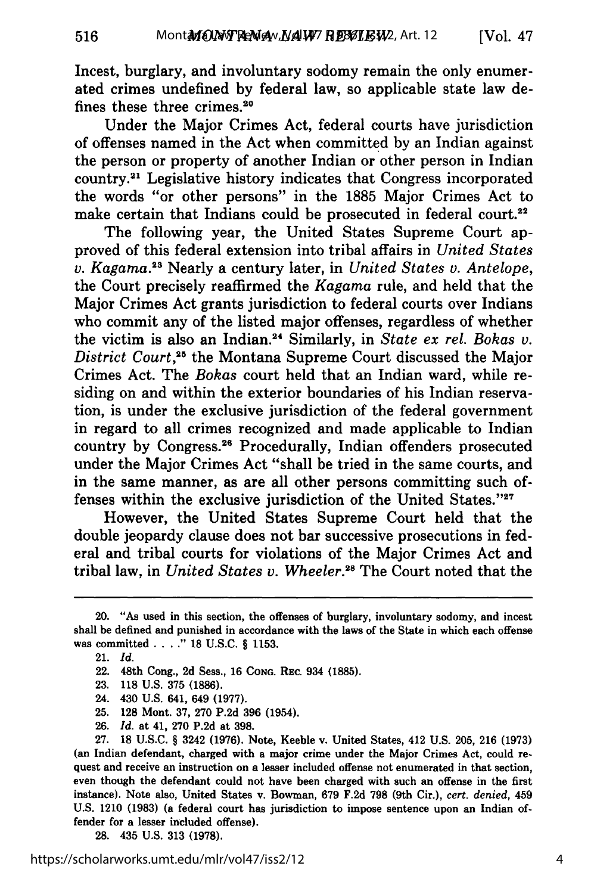Incest, burglary, and involuntary sodomy remain the only enumerated crimes undefined by federal law, so applicable state law defines these three crimes.[20]

Under the Major Crimes Act, federal courts have jurisdiction of offenses named in the Act when committed by an Indian against the person or property of another Indian or other person in Indian country.[21] Legislative history indicates that Congress incorporated the words "or other persons" in the 1885 Major Crimes Act to make certain that Indians could be prosecuted in federal court.[22]

The following year, the United States Supreme Court approved of this federal extension into tribal affairs in *United States v. Kagama*.[23] Nearly a century later, in *United States v. Antelope*, the Court precisely reaffirmed the *Kagama* rule, and held that the Major Crimes Act grants jurisdiction to federal courts over Indians who commit any of the listed major offenses, regardless of whether the victim is also an Indian.[24] Similarly, in *State ex rel. Bokas v. District Court*,[25] the Montana Supreme Court discussed the Major Crimes Act. The *Bokas* court held that an Indian ward, while residing on and within the exterior boundaries of his Indian reservation, is under the exclusive jurisdiction of the federal government in regard to all crimes recognized and made applicable to Indian country by Congress.[26] Procedurally, Indian offenders prosecuted under the Major Crimes Act "shall be tried in the same courts, and in the same manner, as are all other persons committing such offenses within the exclusive jurisdiction of the United States."[27]

However, the United States Supreme Court held that the double jeopardy clause does not bar successive prosecutions in federal and tribal courts for violations of the Major Crimes Act and tribal law, in *United States v. Wheeler*.[28] The Court noted that the

---

20. "As used in this section, the offenses of burglary, involuntary sodomy, and incest shall be defined and punished in accordance with the laws of the State in which each offense was committed . . . ." 18 U.S.C. § 1153.

21. *Id.*

22. 48th Cong., 2d Sess., 16 CONG. REC. 934 (1885).

23. 118 U.S. 375 (1886).

24. 430 U.S. 641, 649 (1977).

25. 128 Mont. 37, 270 P.2d 396 (1954).

26. *Id.* at 41, 270 P.2d at 398.

27. 18 U.S.C. § 3242 (1976). Note, Keeble v. United States, 412 U.S. 205, 216 (1973) (an Indian defendant, charged with a major crime under the Major Crimes Act, could request and receive an instruction on a lesser included offense not enumerated in that section, even though the defendant could not have been charged with such an offense in the first instance). Note also, United States v. Bowman, 679 F.2d 798 (9th Cir.), *cert. denied*, 459 U.S. 1210 (1983) (a federal court has jurisdiction to impose sentence upon an Indian offender for a lesser included offense).

28. 435 U.S. 313 (1978).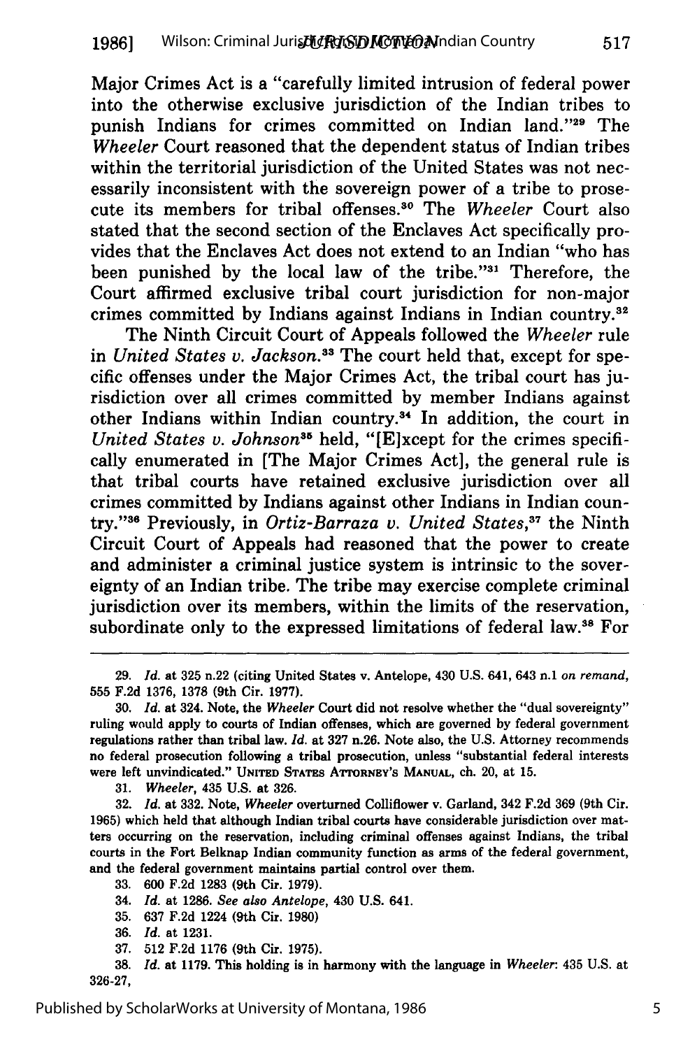Major Crimes Act is a "carefully limited intrusion of federal power into the otherwise exclusive jurisdiction of the Indian tribes to punish Indians for crimes committed on Indian land."[29] The *Wheeler* Court reasoned that the dependent status of Indian tribes within the territorial jurisdiction of the United States was not necessarily inconsistent with the sovereign power of a tribe to prosecute its members for tribal offenses.[30] The *Wheeler* Court also stated that the second section of the Enclaves Act specifically provides that the Enclaves Act does not extend to an Indian "who has been punished by the local law of the tribe."[31] Therefore, the Court affirmed exclusive tribal court jurisdiction for non-major crimes committed by Indians against Indians in Indian country.[32]

The Ninth Circuit Court of Appeals followed the *Wheeler* rule in *United States v. Jackson*.[33] The court held that, except for specific offenses under the Major Crimes Act, the tribal court has jurisdiction over all crimes committed by member Indians against other Indians within Indian country.[34] In addition, the court in *United States v. Johnson*[35] held, "[E]xcept for the crimes specifically enumerated in [The Major Crimes Act], the general rule is that tribal courts have retained exclusive jurisdiction over all crimes committed by Indians against other Indians in Indian country."[36] Previously, in *Ortiz-Barraza v. United States*,[37] the Ninth Circuit Court of Appeals had reasoned that the power to create and administer a criminal justice system is intrinsic to the sovereignty of an Indian tribe. The tribe may exercise complete criminal jurisdiction over its members, within the limits of the reservation, subordinate only to the expressed limitations of federal law.[38] For

---

29. *Id.* at 325 n.22 (citing United States v. Antelope, 430 U.S. 641, 643 n.1 *on remand*, 555 F.2d 1376, 1378 (9th Cir. 1977).

30. *Id.* at 324. Note, the *Wheeler* Court did not resolve whether the "dual sovereignty" ruling would apply to courts of Indian offenses, which are governed by federal government regulations rather than tribal law. *Id.* at 327 n.26. Note also, the U.S. Attorney recommends no federal prosecution following a tribal prosecution, unless "substantial federal interests were left unvindicated." UNITED STATES ATTORNEY'S MANUAL, ch. 20, at 15.

31. *Wheeler*, 435 U.S. at 326.

32. *Id.* at 332. Note, *Wheeler* overturned Colliflower v. Garland, 342 F.2d 369 (9th Cir. 1965) which held that although Indian tribal courts have considerable jurisdiction over matters occurring on the reservation, including criminal offenses against Indians, the tribal courts in the Fort Belknap Indian community function as arms of the federal government, and the federal government maintains partial control over them.

33. 600 F.2d 1283 (9th Cir. 1979).

34. *Id.* at 1286. *See also Antelope*, 430 U.S. 641.

35. 637 F.2d 1224 (9th Cir. 1980)

36. *Id.* at 1231.

37. 512 F.2d 1176 (9th Cir. 1975).

38. *Id.* at 1179. This holding is in harmony with the language in *Wheeler*: 435 U.S. at 326-27,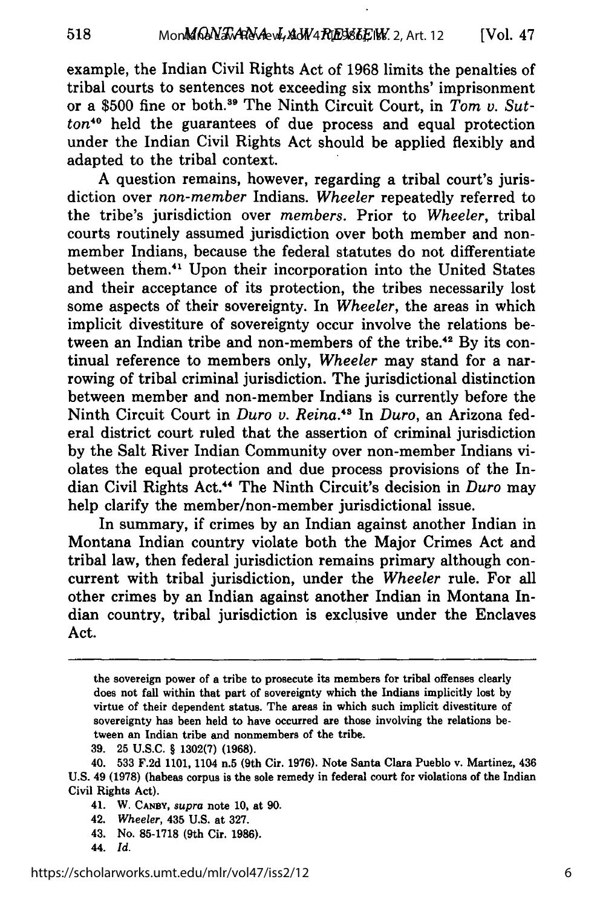example, the Indian Civil Rights Act of 1968 limits the penalties of tribal courts to sentences not exceeding six months' imprisonment or a $500 fine or both.[39] The Ninth Circuit Court, in *Tom v. Sutton*[40] held the guarantees of due process and equal protection under the Indian Civil Rights Act should be applied flexibly and adapted to the tribal context.

A question remains, however, regarding a tribal court's jurisdiction over *non-member* Indians. *Wheeler* repeatedly referred to the tribe's jurisdiction over *members*. Prior to *Wheeler*, tribal courts routinely assumed jurisdiction over both member and non-member Indians, because the federal statutes do not differentiate between them.[41] Upon their incorporation into the United States and their acceptance of its protection, the tribes necessarily lost some aspects of their sovereignty. In *Wheeler*, the areas in which implicit divestiture of sovereignty occur involve the relations between an Indian tribe and non-members of the tribe.[42] By its continual reference to members only, *Wheeler* may stand for a narrowing of tribal criminal jurisdiction. The jurisdictional distinction between member and non-member Indians is currently before the Ninth Circuit Court in *Duro v. Reina*.[43] In *Duro*, an Arizona federal district court ruled that the assertion of criminal jurisdiction by the Salt River Indian Community over non-member Indians violates the equal protection and due process provisions of the Indian Civil Rights Act.[44] The Ninth Circuit's decision in *Duro* may help clarify the member/non-member jurisdictional issue.

In summary, if crimes by an Indian against another Indian in Montana Indian country violate both the Major Crimes Act and tribal law, then federal jurisdiction remains primary although concurrent with tribal jurisdiction, under the *Wheeler* rule. For all other crimes by an Indian against another Indian in Montana Indian country, tribal jurisdiction is exclusive under the Enclaves Act.

---

the sovereign power of a tribe to prosecute its members for tribal offenses clearly does not fall within that part of sovereignty which the Indians implicitly lost by virtue of their dependent status. The areas in which such implicit divestiture of sovereignty has been held to have occurred are those involving the relations between an Indian tribe and nonmembers of the tribe.

39. 25 U.S.C. § 1302(7) (1968).

40. 533 F.2d 1101, 1104 n.5 (9th Cir. 1976). Note Santa Clara Pueblo v. Martinez, 436 U.S. 49 (1978) (habeas corpus is the sole remedy in federal court for violations of the Indian Civil Rights Act).

41. W. CANBY, *supra* note 10, at 90.

42. *Wheeler*, 435 U.S. at 327.

43. No. 85-1718 (9th Cir. 1986).

44. *Id.*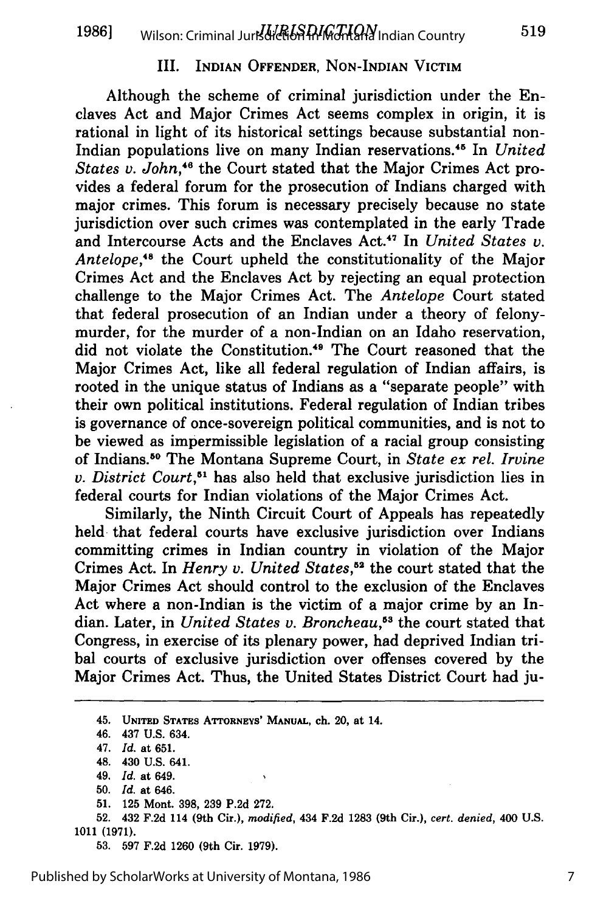## III. INDIAN OFFENDER, NON-INDIAN VICTIM

Although the scheme of criminal jurisdiction under the Enclaves Act and Major Crimes Act seems complex in origin, it is rational in light of its historical settings because substantial non-Indian populations live on many Indian reservations.[45] In *United States v. John*,[46] the Court stated that the Major Crimes Act provides a federal forum for the prosecution of Indians charged with major crimes. This forum is necessary precisely because no state jurisdiction over such crimes was contemplated in the early Trade and Intercourse Acts and the Enclaves Act.[47] In *United States v. Antelope*,[48] the Court upheld the constitutionality of the Major Crimes Act and the Enclaves Act by rejecting an equal protection challenge to the Major Crimes Act. The *Antelope* Court stated that federal prosecution of an Indian under a theory of felony-murder, for the murder of a non-Indian on an Idaho reservation, did not violate the Constitution.[49] The Court reasoned that the Major Crimes Act, like all federal regulation of Indian affairs, is rooted in the unique status of Indians as a "separate people" with their own political institutions. Federal regulation of Indian tribes is governance of once-sovereign political communities, and is not to be viewed as impermissible legislation of a racial group consisting of Indians.[50] The Montana Supreme Court, in *State ex rel. Irvine v. District Court*,[51] has also held that exclusive jurisdiction lies in federal courts for Indian violations of the Major Crimes Act.

Similarly, the Ninth Circuit Court of Appeals has repeatedly held that federal courts have exclusive jurisdiction over Indians committing crimes in Indian country in violation of the Major Crimes Act. In *Henry v. United States*,[52] the court stated that the Major Crimes Act should control to the exclusion of the Enclaves Act where a non-Indian is the victim of a major crime by an Indian. Later, in *United States v. Broncheau*,[53] the court stated that Congress, in exercise of its plenary power, had deprived Indian tribal courts of exclusive jurisdiction over offenses covered by the Major Crimes Act. Thus, the United States District Court had ju-

---

45. UNITED STATES ATTORNEYS' MANUAL, ch. 20, at 14.
46. 437 U.S. 634.
47. *Id.* at 651.
48. 430 U.S. 641.
49. *Id.* at 649.
50. *Id.* at 646.
51. 125 Mont. 398, 239 P.2d 272.
52. 432 F.2d 114 (9th Cir.), *modified*, 434 F.2d 1283 (9th Cir.), *cert. denied*, 400 U.S. 1011 (1971).
53. 597 F.2d 1260 (9th Cir. 1979).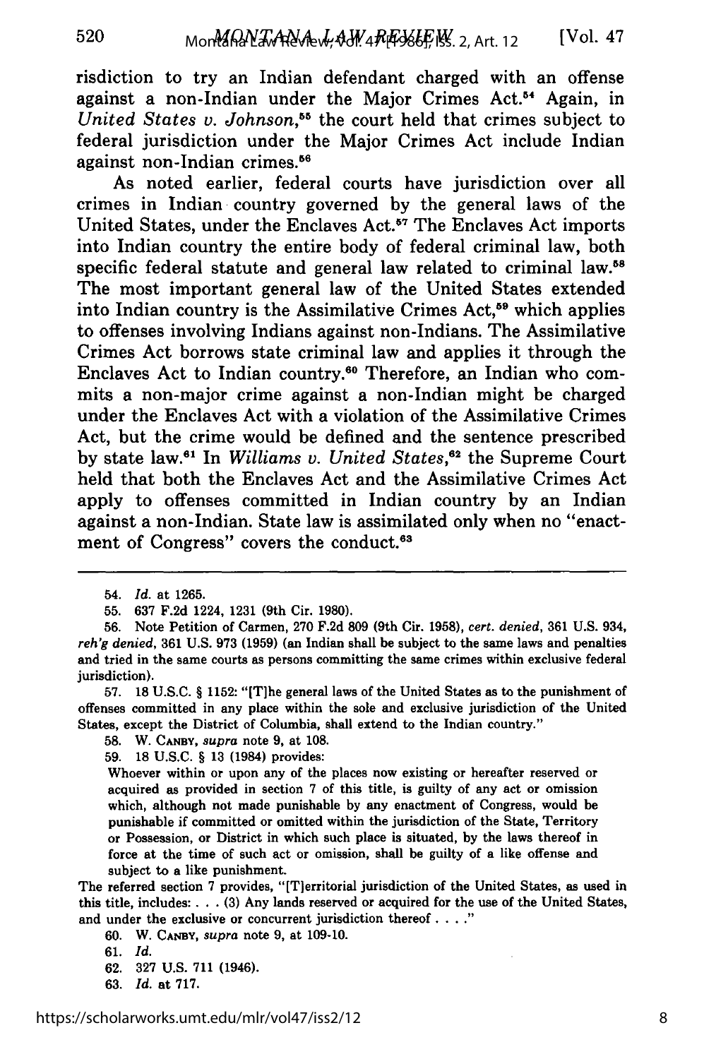risdiction to try an Indian defendant charged with an offense against a non-Indian under the Major Crimes Act.[54] Again, in *United States v. Johnson*,[55] the court held that crimes subject to federal jurisdiction under the Major Crimes Act include Indian against non-Indian crimes.[56]

As noted earlier, federal courts have jurisdiction over all crimes in Indian country governed by the general laws of the United States, under the Enclaves Act.[57] The Enclaves Act imports into Indian country the entire body of federal criminal law, both specific federal statute and general law related to criminal law.[58] The most important general law of the United States extended into Indian country is the Assimilative Crimes Act,[59] which applies to offenses involving Indians against non-Indians. The Assimilative Crimes Act borrows state criminal law and applies it through the Enclaves Act to Indian country.[60] Therefore, an Indian who commits a non-major crime against a non-Indian might be charged under the Enclaves Act with a violation of the Assimilative Crimes Act, but the crime would be defined and the sentence prescribed by state law.[61] In *Williams v. United States*,[62] the Supreme Court held that both the Enclaves Act and the Assimilative Crimes Act apply to offenses committed in Indian country by an Indian against a non-Indian. State law is assimilated only when no "enactment of Congress" covers the conduct.[63]

---

54. *Id.* at 1265.

55. 637 F.2d 1224, 1231 (9th Cir. 1980).

56. Note Petition of Carmen, 270 F.2d 809 (9th Cir. 1958), *cert. denied*, 361 U.S. 934, *reh'g denied*, 361 U.S. 973 (1959) (an Indian shall be subject to the same laws and penalties and tried in the same courts as persons committing the same crimes within exclusive federal jurisdiction).

57. 18 U.S.C. § 1152: "[T]he general laws of the United States as to the punishment of offenses committed in any place within the sole and exclusive jurisdiction of the United States, except the District of Columbia, shall extend to the Indian country."

58. W. CANBY, *supra* note 9, at 108.

59. 18 U.S.C. § 13 (1984) provides:

Whoever within or upon any of the places now existing or hereafter reserved or acquired as provided in section 7 of this title, is guilty of any act or omission which, although not made punishable by any enactment of Congress, would be punishable if committed or omitted within the jurisdiction of the State, Territory or Possession, or District in which such place is situated, by the laws thereof in force at the time of such act or omission, shall be guilty of a like offense and subject to a like punishment.

The referred section 7 provides, "[T]erritorial jurisdiction of the United States, as used in this title, includes: . . . (3) Any lands reserved or acquired for the use of the United States, and under the exclusive or concurrent jurisdiction thereof . . . ."

60. W. CANBY, *supra* note 9, at 109-10.

61. *Id.*

62. 327 U.S. 711 (1946).

63. *Id.* at 717.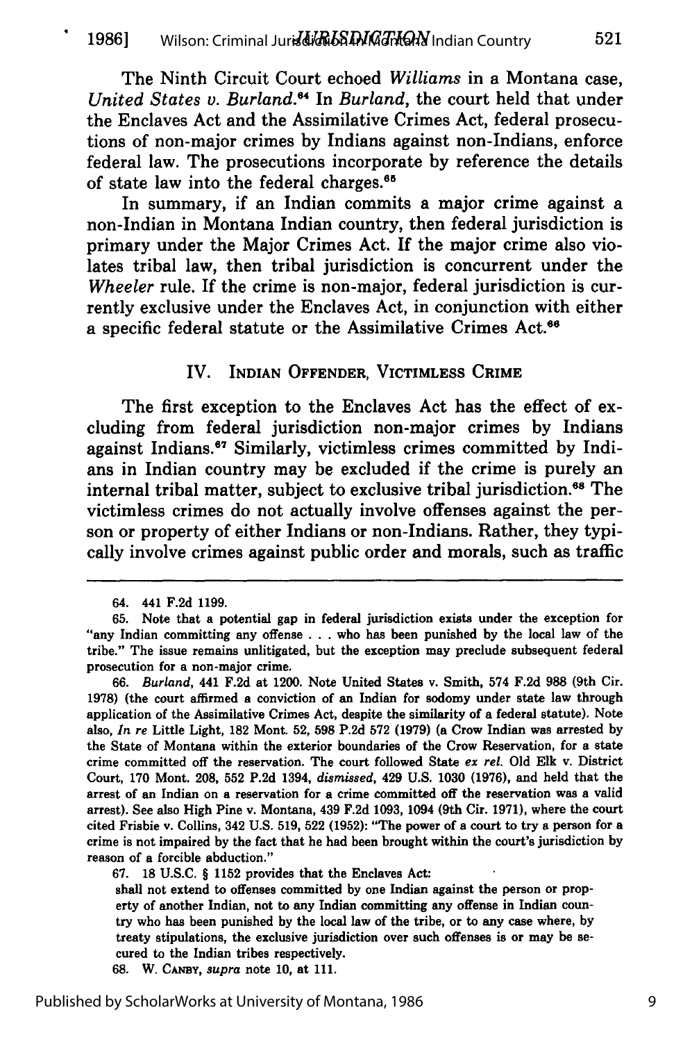The Ninth Circuit Court echoed *Williams* in a Montana case, *United States v. Burland*.[64] In *Burland*, the court held that under the Enclaves Act and the Assimilative Crimes Act, federal prosecutions of non-major crimes by Indians against non-Indians, enforce federal law. The prosecutions incorporate by reference the details of state law into the federal charges.[65]

In summary, if an Indian commits a major crime against a non-Indian in Montana Indian country, then federal jurisdiction is primary under the Major Crimes Act. If the major crime also violates tribal law, then tribal jurisdiction is concurrent under the *Wheeler* rule. If the crime is non-major, federal jurisdiction is currently exclusive under the Enclaves Act, in conjunction with either a specific federal statute or the Assimilative Crimes Act.[66]

## IV. Indian Offender, Victimless Crime

The first exception to the Enclaves Act has the effect of excluding from federal jurisdiction non-major crimes by Indians against Indians.[67] Similarly, victimless crimes committed by Indians in Indian country may be excluded if the crime is purely an internal tribal matter, subject to exclusive tribal jurisdiction.[68] The victimless crimes do not actually involve offenses against the person or property of either Indians or non-Indians. Rather, they typically involve crimes against public order and morals, such as traffic

---

64. 441 F.2d 1199.

65. Note that a potential gap in federal jurisdiction exists under the exception for "any Indian committing any offense . . . who has been punished by the local law of the tribe." The issue remains unlitigated, but the exception may preclude subsequent federal prosecution for a non-major crime.

66. *Burland*, 441 F.2d at 1200. Note United States v. Smith, 574 F.2d 988 (9th Cir. 1978) (the court affirmed a conviction of an Indian for sodomy under state law through application of the Assimilative Crimes Act, despite the similarity of a federal statute). Note also, *In re* Little Light, 182 Mont. 52, 598 P.2d 572 (1979) (a Crow Indian was arrested by the State of Montana within the exterior boundaries of the Crow Reservation, for a state crime committed off the reservation. The court followed State *ex rel.* Old Elk v. District Court, 170 Mont. 208, 552 P.2d 1394, *dismissed*, 429 U.S. 1030 (1976), and held that the arrest of an Indian on a reservation for a crime committed off the reservation was a valid arrest). See also High Pine v. Montana, 439 F.2d 1093, 1094 (9th Cir. 1971), where the court cited Frisbie v. Collins, 342 U.S. 519, 522 (1952): "The power of a court to try a person for a crime is not impaired by the fact that he had been brought within the court's jurisdiction by reason of a forcible abduction."

67. 18 U.S.C. § 1152 provides that the Enclaves Act:

> shall not extend to offenses committed by one Indian against the person or property of another Indian, not to any Indian committing any offense in Indian country who has been punished by the local law of the tribe, or to any case where, by treaty stipulations, the exclusive jurisdiction over such offenses is or may be secured to the Indian tribes respectively.

68. W. Canby, *supra* note 10, at 111.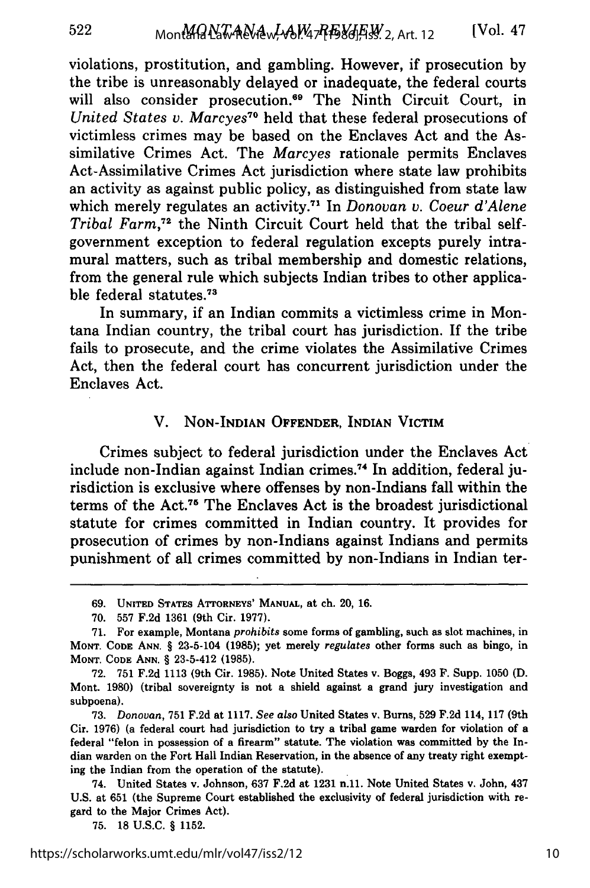violations, prostitution, and gambling. However, if prosecution by the tribe is unreasonably delayed or inadequate, the federal courts will also consider prosecution.[69] The Ninth Circuit Court, in *United States v. Marcyes*[70] held that these federal prosecutions of victimless crimes may be based on the Enclaves Act and the Assimilative Crimes Act. The *Marcyes* rationale permits Enclaves Act-Assimilative Crimes Act jurisdiction where state law prohibits an activity as against public policy, as distinguished from state law which merely regulates an activity.[71] In *Donovan v. Coeur d'Alene Tribal Farm*,[72] the Ninth Circuit Court held that the tribal self-government exception to federal regulation excepts purely intramural matters, such as tribal membership and domestic relations, from the general rule which subjects Indian tribes to other applicable federal statutes.[73]

In summary, if an Indian commits a victimless crime in Montana Indian country, the tribal court has jurisdiction. If the tribe fails to prosecute, and the crime violates the Assimilative Crimes Act, then the federal court has concurrent jurisdiction under the Enclaves Act.

## V. Non-Indian Offender, Indian Victim

Crimes subject to federal jurisdiction under the Enclaves Act include non-Indian against Indian crimes.[74] In addition, federal jurisdiction is exclusive where offenses by non-Indians fall within the terms of the Act.[75] The Enclaves Act is the broadest jurisdictional statute for crimes committed in Indian country. It provides for prosecution of crimes by non-Indians against Indians and permits punishment of all crimes committed by non-Indians in Indian ter-

---

69. United States Attorneys' Manual, at ch. 20, 16.

70. 557 F.2d 1361 (9th Cir. 1977).

71. For example, Montana *prohibits* some forms of gambling, such as slot machines, in Mont. Code Ann. § 23-5-104 (1985); yet merely *regulates* other forms such as bingo, in Mont. Code Ann. § 23-5-412 (1985).

72. 751 F.2d 1113 (9th Cir. 1985). Note United States v. Boggs, 493 F. Supp. 1050 (D. Mont. 1980) (tribal sovereignty is not a shield against a grand jury investigation and subpoena).

73. *Donovan*, 751 F.2d at 1117. *See also* United States v. Burns, 529 F.2d 114, 117 (9th Cir. 1976) (a federal court had jurisdiction to try a tribal game warden for violation of a federal "felon in possession of a firearm" statute. The violation was committed by the Indian warden on the Fort Hall Indian Reservation, in the absence of any treaty right exempting the Indian from the operation of the statute).

74. United States v. Johnson, 637 F.2d at 1231 n.11. Note United States v. John, 437 U.S. at 651 (the Supreme Court established the exclusivity of federal jurisdiction with regard to the Major Crimes Act).

75. 18 U.S.C. § 1152.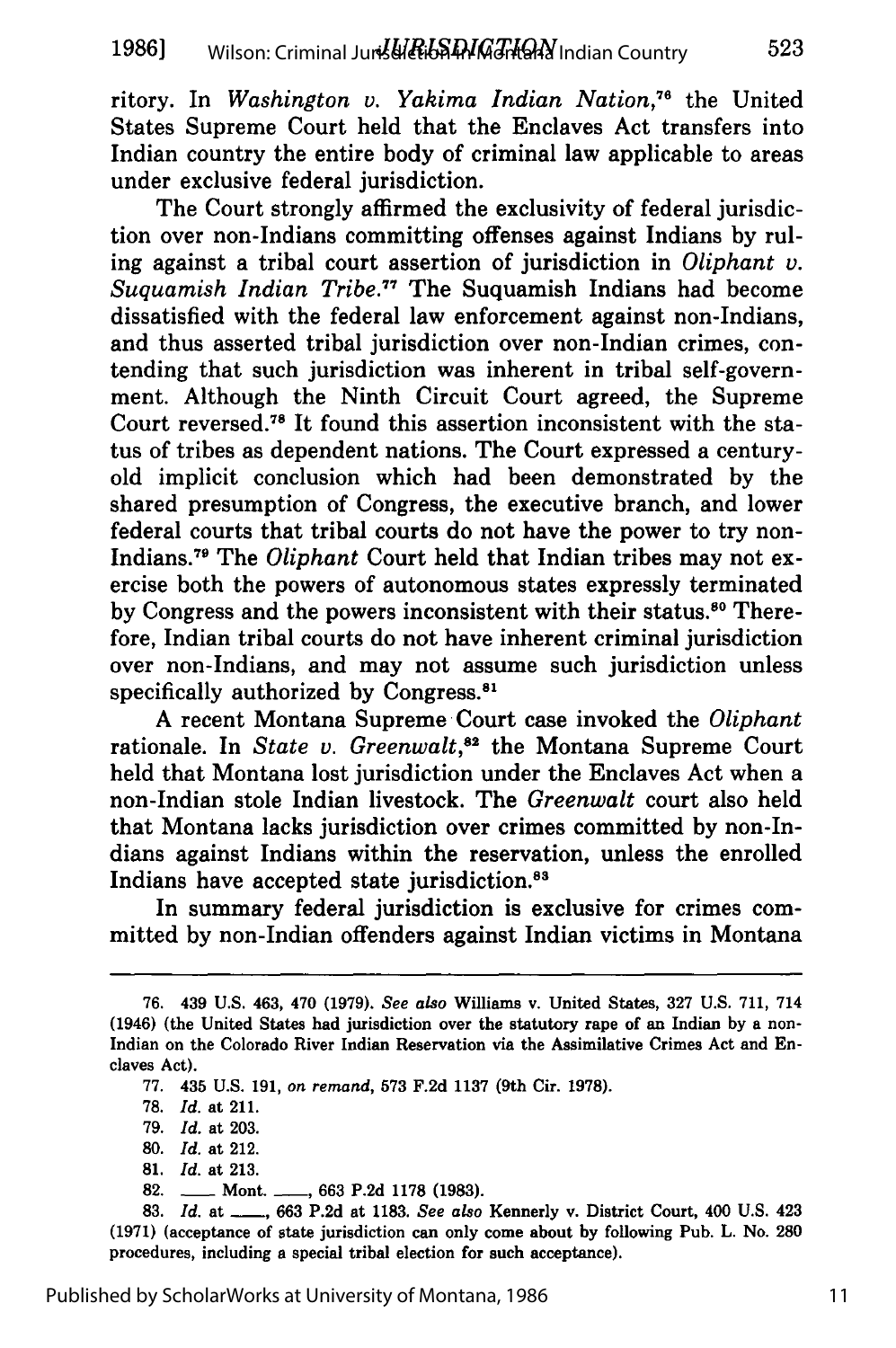ritory. In *Washington v. Yakima Indian Nation*,[76] the United States Supreme Court held that the Enclaves Act transfers into Indian country the entire body of criminal law applicable to areas under exclusive federal jurisdiction.

The Court strongly affirmed the exclusivity of federal jurisdiction over non-Indians committing offenses against Indians by ruling against a tribal court assertion of jurisdiction in *Oliphant v. Suquamish Indian Tribe*.[77] The Suquamish Indians had become dissatisfied with the federal law enforcement against non-Indians, and thus asserted tribal jurisdiction over non-Indian crimes, contending that such jurisdiction was inherent in tribal self-government. Although the Ninth Circuit Court agreed, the Supreme Court reversed.[78] It found this assertion inconsistent with the status of tribes as dependent nations. The Court expressed a century-old implicit conclusion which had been demonstrated by the shared presumption of Congress, the executive branch, and lower federal courts that tribal courts do not have the power to try non-Indians.[79] The *Oliphant* Court held that Indian tribes may not exercise both the powers of autonomous states expressly terminated by Congress and the powers inconsistent with their status.[80] Therefore, Indian tribal courts do not have inherent criminal jurisdiction over non-Indians, and may not assume such jurisdiction unless specifically authorized by Congress.[81]

A recent Montana Supreme Court case invoked the *Oliphant* rationale. In *State v. Greenwalt*,[82] the Montana Supreme Court held that Montana lost jurisdiction under the Enclaves Act when a non-Indian stole Indian livestock. The *Greenwalt* court also held that Montana lacks jurisdiction over crimes committed by non-Indians against Indians within the reservation, unless the enrolled Indians have accepted state jurisdiction.[83]

In summary federal jurisdiction is exclusive for crimes committed by non-Indian offenders against Indian victims in Montana

---

76. 439 U.S. 463, 470 (1979). *See also* Williams v. United States, 327 U.S. 711, 714 (1946) (the United States had jurisdiction over the statutory rape of an Indian by a non-Indian on the Colorado River Indian Reservation via the Assimilative Crimes Act and Enclaves Act).

77. 435 U.S. 191, *on remand*, 573 F.2d 1137 (9th Cir. 1978).

78. *Id.* at 211.

79. *Id.* at 203.

80. *Id.* at 212.

81. *Id.* at 213.

82. ___ Mont. ___, 663 P.2d 1178 (1983).

83. *Id.* at ___, 663 P.2d at 1183. *See also* Kennerly v. District Court, 400 U.S. 423 (1971) (acceptance of state jurisdiction can only come about by following Pub. L. No. 280 procedures, including a special tribal election for such acceptance).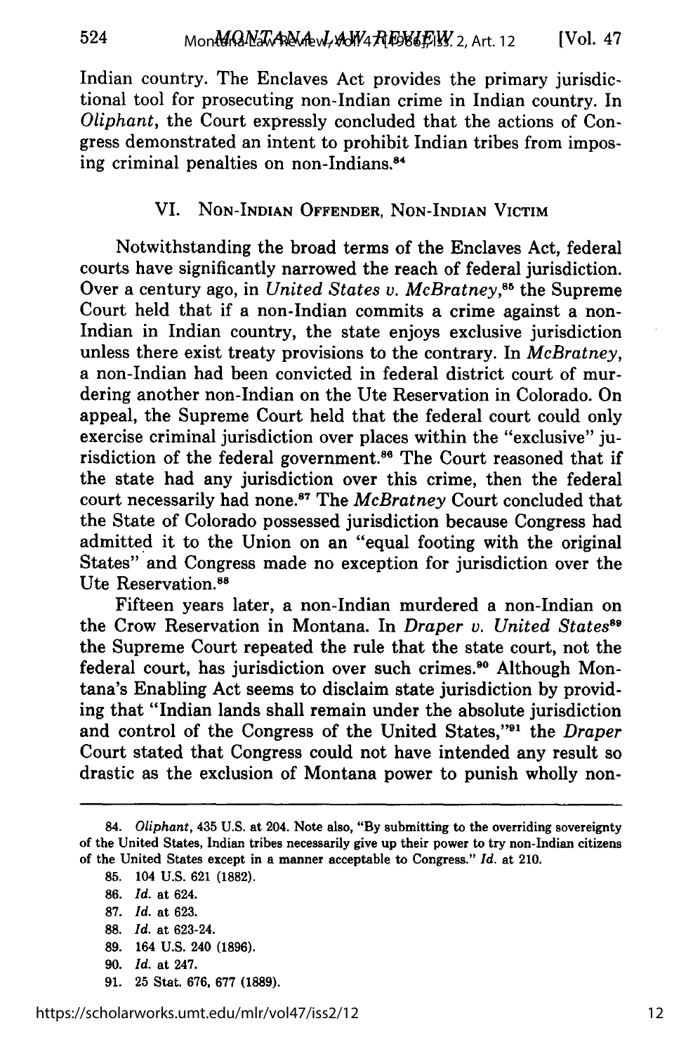Indian country. The Enclaves Act provides the primary jurisdictional tool for prosecuting non-Indian crime in Indian country. In *Oliphant*, the Court expressly concluded that the actions of Congress demonstrated an intent to prohibit Indian tribes from imposing criminal penalties on non-Indians.[84]

## VI. Non-Indian Offender, Non-Indian Victim

Notwithstanding the broad terms of the Enclaves Act, federal courts have significantly narrowed the reach of federal jurisdiction. Over a century ago, in *United States v. McBratney*,[85] the Supreme Court held that if a non-Indian commits a crime against a non-Indian in Indian country, the state enjoys exclusive jurisdiction unless there exist treaty provisions to the contrary. In *McBratney*, a non-Indian had been convicted in federal district court of murdering another non-Indian on the Ute Reservation in Colorado. On appeal, the Supreme Court held that the federal court could only exercise criminal jurisdiction over places within the "exclusive" jurisdiction of the federal government.[86] The Court reasoned that if the state had any jurisdiction over this crime, then the federal court necessarily had none.[87] The *McBratney* Court concluded that the State of Colorado possessed jurisdiction because Congress had admitted it to the Union on an "equal footing with the original States" and Congress made no exception for jurisdiction over the Ute Reservation.[88]

Fifteen years later, a non-Indian murdered a non-Indian on the Crow Reservation in Montana. In *Draper v. United States*[89] the Supreme Court repeated the rule that the state court, not the federal court, has jurisdiction over such crimes.[90] Although Montana's Enabling Act seems to disclaim state jurisdiction by providing that "Indian lands shall remain under the absolute jurisdiction and control of the Congress of the United States,"[91] the *Draper* Court stated that Congress could not have intended any result so drastic as the exclusion of Montana power to punish wholly non-

---

84. *Oliphant*, 435 U.S. at 204. Note also, "By submitting to the overriding sovereignty of the United States, Indian tribes necessarily give up their power to try non-Indian citizens of the United States except in a manner acceptable to Congress." *Id.* at 210.

85. 104 U.S. 621 (1882).

86. *Id.* at 624.

87. *Id.* at 623.

88. *Id.* at 623-24.

89. 164 U.S. 240 (1896).

90. *Id.* at 247.

91. 25 Stat. 676, 677 (1889).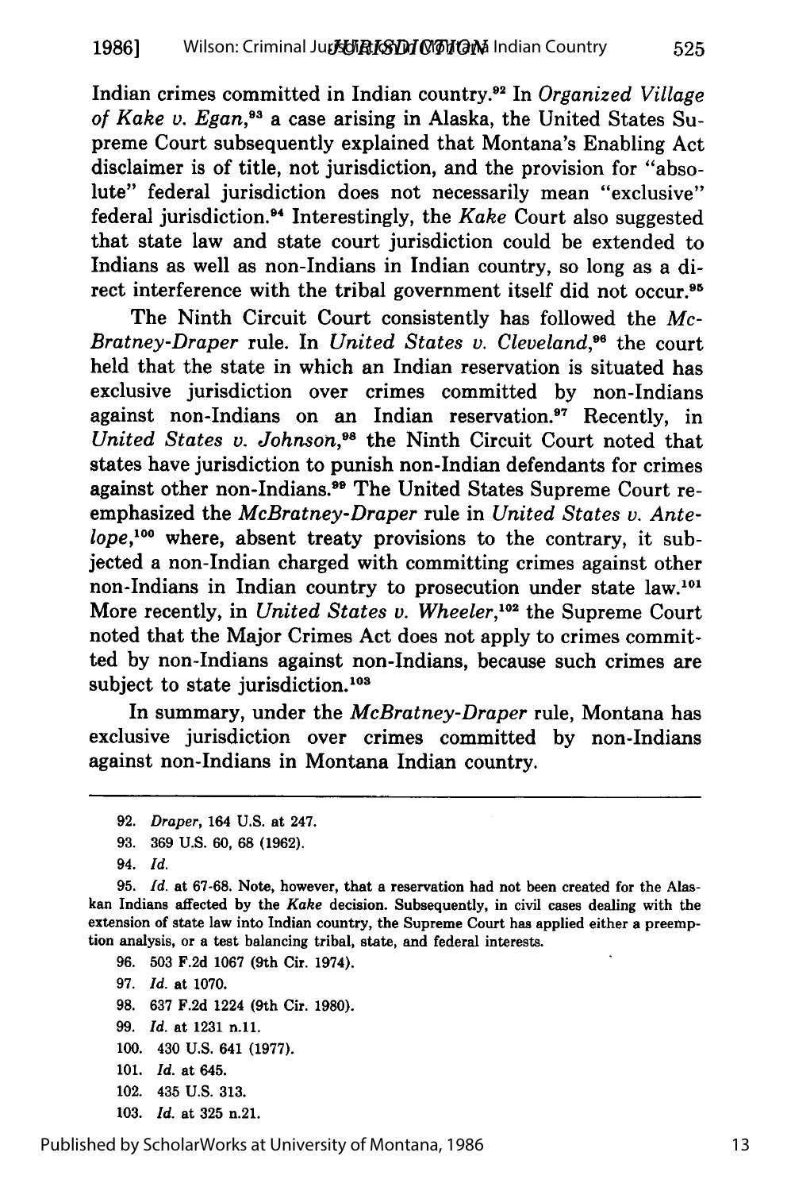Indian crimes committed in Indian country.[92] In *Organized Village of Kake v. Egan*,[93] a case arising in Alaska, the United States Supreme Court subsequently explained that Montana's Enabling Act disclaimer is of title, not jurisdiction, and the provision for "absolute" federal jurisdiction does not necessarily mean "exclusive" federal jurisdiction.[94] Interestingly, the *Kake* Court also suggested that state law and state court jurisdiction could be extended to Indians as well as non-Indians in Indian country, so long as a direct interference with the tribal government itself did not occur.[95]

The Ninth Circuit Court consistently has followed the *McBratney-Draper* rule. In *United States v. Cleveland*,[96] the court held that the state in which an Indian reservation is situated has exclusive jurisdiction over crimes committed by non-Indians against non-Indians on an Indian reservation.[97] Recently, in *United States v. Johnson*,[98] the Ninth Circuit Court noted that states have jurisdiction to punish non-Indian defendants for crimes against other non-Indians.[99] The United States Supreme Court reemphasized the *McBratney-Draper* rule in *United States v. Antelope*,[100] where, absent treaty provisions to the contrary, it subjected a non-Indian charged with committing crimes against other non-Indians in Indian country to prosecution under state law.[101] More recently, in *United States v. Wheeler*,[102] the Supreme Court noted that the Major Crimes Act does not apply to crimes committed by non-Indians against non-Indians, because such crimes are subject to state jurisdiction.[103]

In summary, under the *McBratney-Draper* rule, Montana has exclusive jurisdiction over crimes committed by non-Indians against non-Indians in Montana Indian country.

---

92. *Draper*, 164 U.S. at 247.

93. 369 U.S. 60, 68 (1962).

94. *Id.*

95. *Id.* at 67-68. Note, however, that a reservation had not been created for the Alaskan Indians affected by the *Kake* decision. Subsequently, in civil cases dealing with the extension of state law into Indian country, the Supreme Court has applied either a preemption analysis, or a test balancing tribal, state, and federal interests.

96. 503 F.2d 1067 (9th Cir. 1974).

97. *Id.* at 1070.

98. 637 F.2d 1224 (9th Cir. 1980).

99. *Id.* at 1231 n.11.

100. 430 U.S. 641 (1977).

101. *Id.* at 645.

102. 435 U.S. 313.

103. *Id.* at 325 n.21.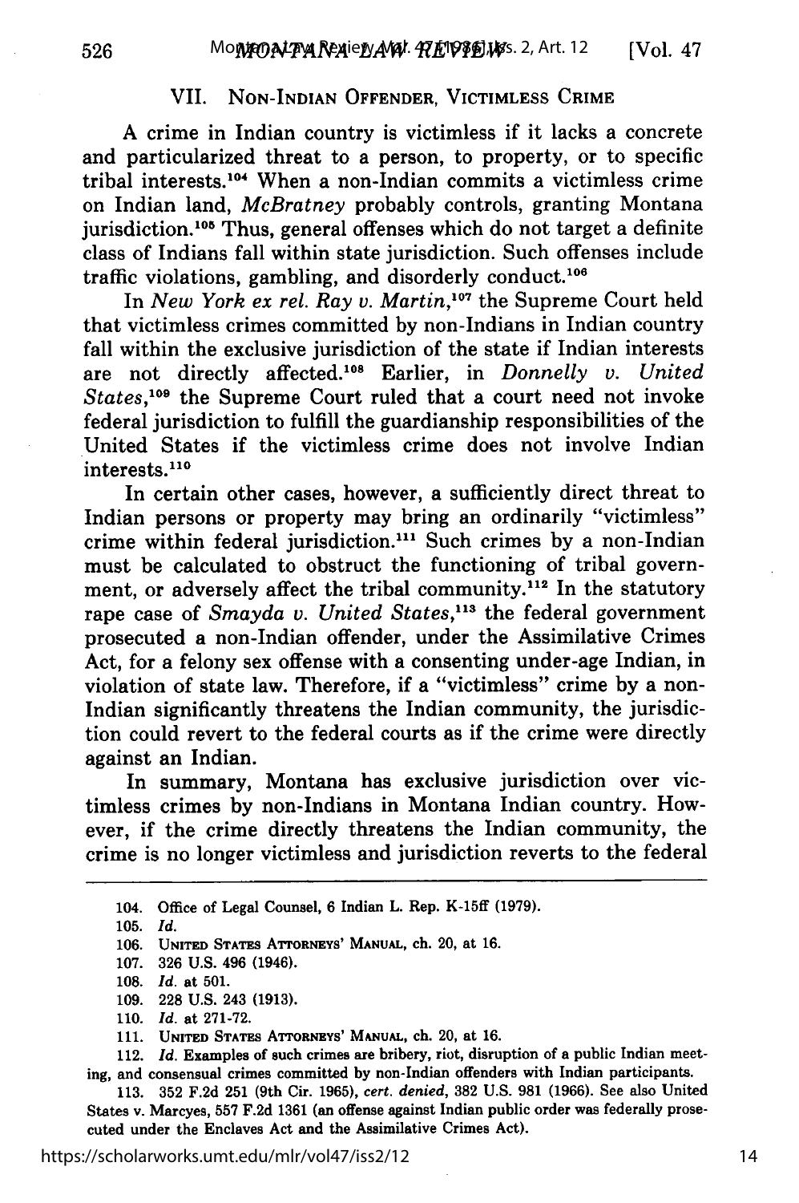## VII. Non-Indian Offender, Victimless Crime

A crime in Indian country is victimless if it lacks a concrete and particularized threat to a person, to property, or to specific tribal interests.[104] When a non-Indian commits a victimless crime on Indian land, *McBratney* probably controls, granting Montana jurisdiction.[105] Thus, general offenses which do not target a definite class of Indians fall within state jurisdiction. Such offenses include traffic violations, gambling, and disorderly conduct.[106]

In *New York ex rel. Ray v. Martin*,[107] the Supreme Court held that victimless crimes committed by non-Indians in Indian country fall within the exclusive jurisdiction of the state if Indian interests are not directly affected.[108] Earlier, in *Donnelly v. United States*,[109] the Supreme Court ruled that a court need not invoke federal jurisdiction to fulfill the guardianship responsibilities of the United States if the victimless crime does not involve Indian interests.[110]

In certain other cases, however, a sufficiently direct threat to Indian persons or property may bring an ordinarily "victimless" crime within federal jurisdiction.[111] Such crimes by a non-Indian must be calculated to obstruct the functioning of tribal government, or adversely affect the tribal community.[112] In the statutory rape case of *Smayda v. United States*,[113] the federal government prosecuted a non-Indian offender, under the Assimilative Crimes Act, for a felony sex offense with a consenting under-age Indian, in violation of state law. Therefore, if a "victimless" crime by a non-Indian significantly threatens the Indian community, the jurisdiction could revert to the federal courts as if the crime were directly against an Indian.

In summary, Montana has exclusive jurisdiction over victimless crimes by non-Indians in Montana Indian country. However, if the crime directly threatens the Indian community, the crime is no longer victimless and jurisdiction reverts to the federal

---

104. Office of Legal Counsel, 6 Indian L. Rep. K-15ff (1979).

105. *Id.*

106. United States Attorneys' Manual, ch. 20, at 16.

107. 326 U.S. 496 (1946).

108. *Id.* at 501.

109. 228 U.S. 243 (1913).

110. *Id.* at 271-72.

111. United States Attorneys' Manual, ch. 20, at 16.

112. *Id.* Examples of such crimes are bribery, riot, disruption of a public Indian meeting, and consensual crimes committed by non-Indian offenders with Indian participants.

113. 352 F.2d 251 (9th Cir. 1965), *cert. denied*, 382 U.S. 981 (1966). See also United States v. Marcyes, 557 F.2d 1361 (an offense against Indian public order was federally prosecuted under the Enclaves Act and the Assimilative Crimes Act).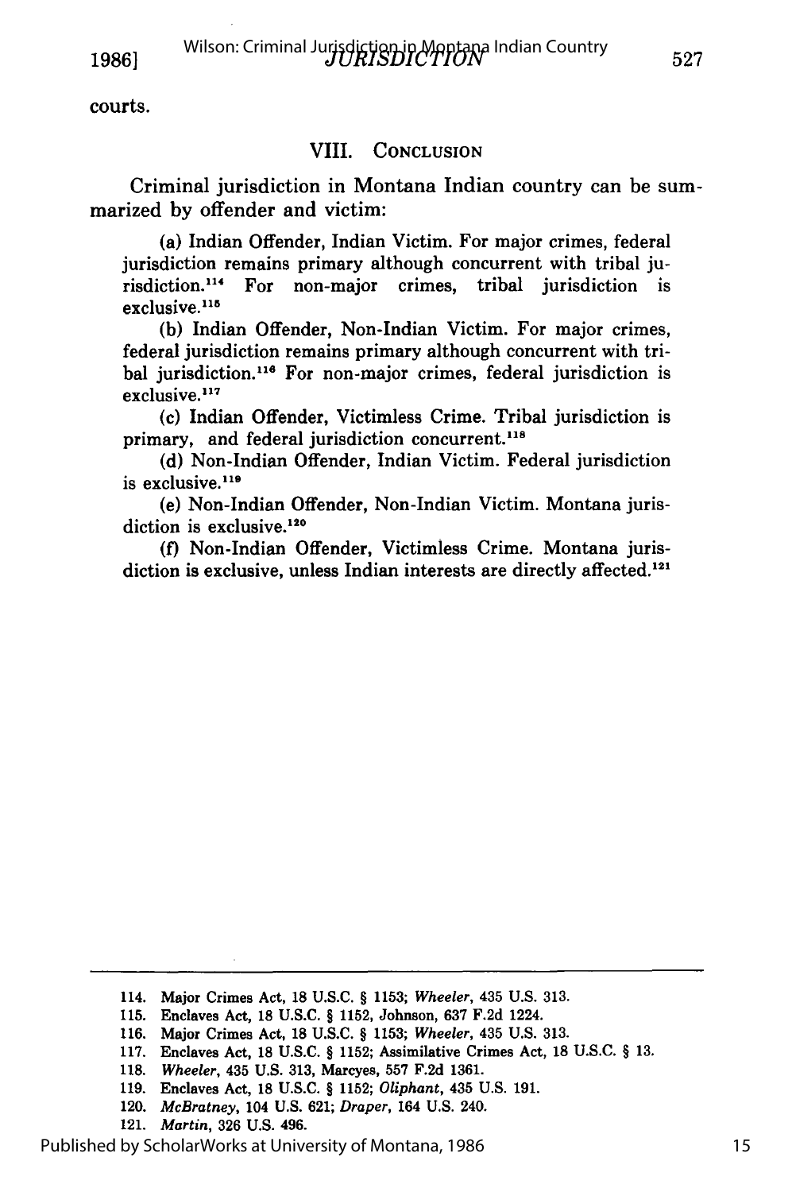courts.

## VIII. Conclusion

Criminal jurisdiction in Montana Indian country can be summarized by offender and victim:

(a) Indian Offender, Indian Victim. For major crimes, federal jurisdiction remains primary although concurrent with tribal jurisdiction.[114] For non-major crimes, tribal jurisdiction is exclusive.[115]

(b) Indian Offender, Non-Indian Victim. For major crimes, federal jurisdiction remains primary although concurrent with tribal jurisdiction.[116] For non-major crimes, federal jurisdiction is exclusive.[117]

(c) Indian Offender, Victimless Crime. Tribal jurisdiction is primary, and federal jurisdiction concurrent.[118]

(d) Non-Indian Offender, Indian Victim. Federal jurisdiction is exclusive.[119]

(e) Non-Indian Offender, Non-Indian Victim. Montana jurisdiction is exclusive.[120]

(f) Non-Indian Offender, Victimless Crime. Montana jurisdiction is exclusive, unless Indian interests are directly affected.[121]

---

114. Major Crimes Act, 18 U.S.C. § 1153; *Wheeler*, 435 U.S. 313.
115. Enclaves Act, 18 U.S.C. § 1152, Johnson, 637 F.2d 1224.
116. Major Crimes Act, 18 U.S.C. § 1153; *Wheeler*, 435 U.S. 313.
117. Enclaves Act, 18 U.S.C. § 1152; Assimilative Crimes Act, 18 U.S.C. § 13.
118. *Wheeler*, 435 U.S. 313, Marcyes, 557 F.2d 1361.
119. Enclaves Act, 18 U.S.C. § 1152; *Oliphant*, 435 U.S. 191.
120. *McBratney*, 104 U.S. 621; *Draper*, 164 U.S. 240.
121. *Martin*, 326 U.S. 496.